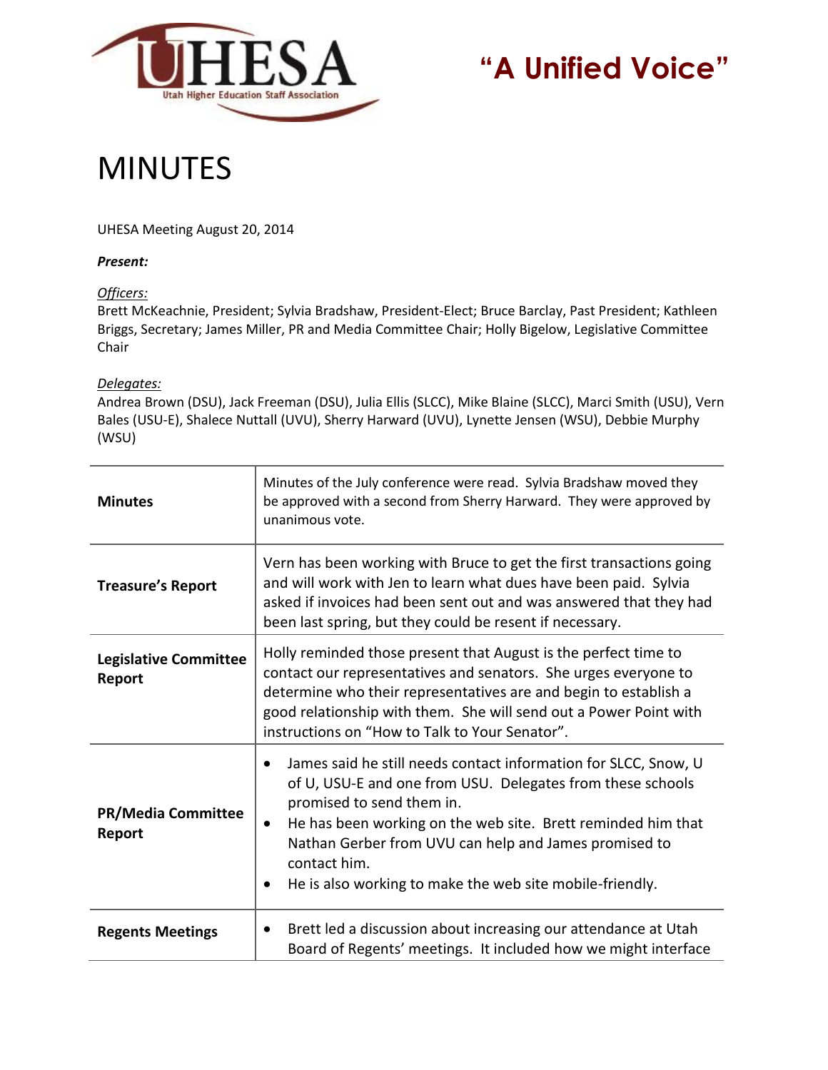UHESA
Utah Higher Education Staff Association

**"A Unified Voice"**

# MINUTES

UHESA Meeting August 20, 2014

***Present:***

*Officers:*
Brett McKeachnie, President; Sylvia Bradshaw, President-Elect; Bruce Barclay, Past President; Kathleen Briggs, Secretary; James Miller, PR and Media Committee Chair; Holly Bigelow, Legislative Committee Chair

*Delegates:*
Andrea Brown (DSU), Jack Freeman (DSU), Julia Ellis (SLCC), Mike Blaine (SLCC), Marci Smith (USU), Vern Bales (USU-E), Shalece Nuttall (UVU), Sherry Harward (UVU), Lynette Jensen (WSU), Debbie Murphy (WSU)

| | |
|---|---|
| **Minutes** | Minutes of the July conference were read. Sylvia Bradshaw moved they be approved with a second from Sherry Harward. They were approved by unanimous vote. |
| **Treasure's Report** | Vern has been working with Bruce to get the first transactions going and will work with Jen to learn what dues have been paid. Sylvia asked if invoices had been sent out and was answered that they had been last spring, but they could be resent if necessary. |
| **Legislative Committee Report** | Holly reminded those present that August is the perfect time to contact our representatives and senators. She urges everyone to determine who their representatives are and begin to establish a good relationship with them. She will send out a Power Point with instructions on "How to Talk to Your Senator". |
| **PR/Media Committee Report** | • James said he still needs contact information for SLCC, Snow, U of U, USU-E and one from USU. Delegates from these schools promised to send them in.<br>• He has been working on the web site. Brett reminded him that Nathan Gerber from UVU can help and James promised to contact him.<br>• He is also working to make the web site mobile-friendly. |
| **Regents Meetings** | • Brett led a discussion about increasing our attendance at Utah Board of Regents' meetings. It included how we might interface |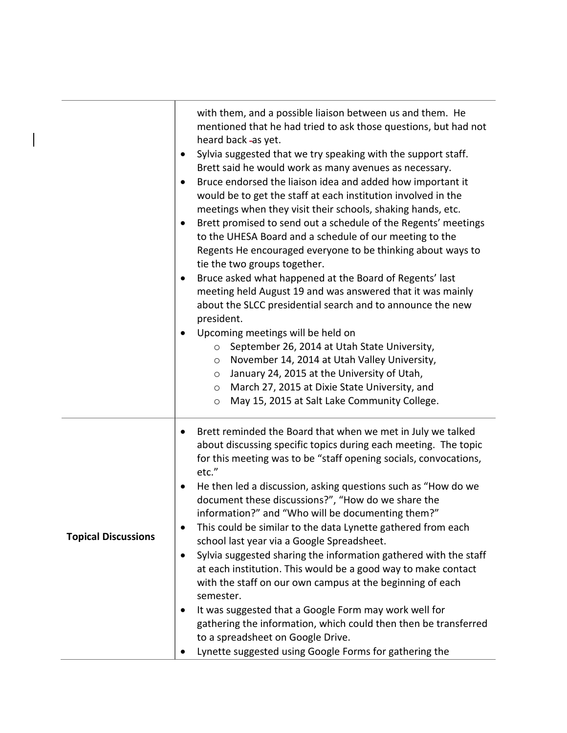| | |
|---|---|
| | with them, and a possible liaison between us and them. He mentioned that he had tried to ask those questions, but had not heard back as yet.<br>• Sylvia suggested that we try speaking with the support staff. Brett said he would work as many avenues as necessary.<br>• Bruce endorsed the liaison idea and added how important it would be to get the staff at each institution involved in the meetings when they visit their schools, shaking hands, etc.<br>• Brett promised to send out a schedule of the Regents' meetings to the UHESA Board and a schedule of our meeting to the Regents He encouraged everyone to be thinking about ways to tie the two groups together.<br>• Bruce asked what happened at the Board of Regents' last meeting held August 19 and was answered that it was mainly about the SLCC presidential search and to announce the new president.<br>• Upcoming meetings will be held on<br>&nbsp;&nbsp;&nbsp;&nbsp;o September 26, 2014 at Utah State University,<br>&nbsp;&nbsp;&nbsp;&nbsp;o November 14, 2014 at Utah Valley University,<br>&nbsp;&nbsp;&nbsp;&nbsp;o January 24, 2015 at the University of Utah,<br>&nbsp;&nbsp;&nbsp;&nbsp;o March 27, 2015 at Dixie State University, and<br>&nbsp;&nbsp;&nbsp;&nbsp;o May 15, 2015 at Salt Lake Community College. |
| **Topical Discussions** | • Brett reminded the Board that when we met in July we talked about discussing specific topics during each meeting. The topic for this meeting was to be "staff opening socials, convocations, etc."<br>• He then led a discussion, asking questions such as "How do we document these discussions?", "How do we share the information?" and "Who will be documenting them?"<br>• This could be similar to the data Lynette gathered from each school last year via a Google Spreadsheet.<br>• Sylvia suggested sharing the information gathered with the staff at each institution. This would be a good way to make contact with the staff on our own campus at the beginning of each semester.<br>• It was suggested that a Google Form may work well for gathering the information, which could then then be transferred to a spreadsheet on Google Drive.<br>• Lynette suggested using Google Forms for gathering the |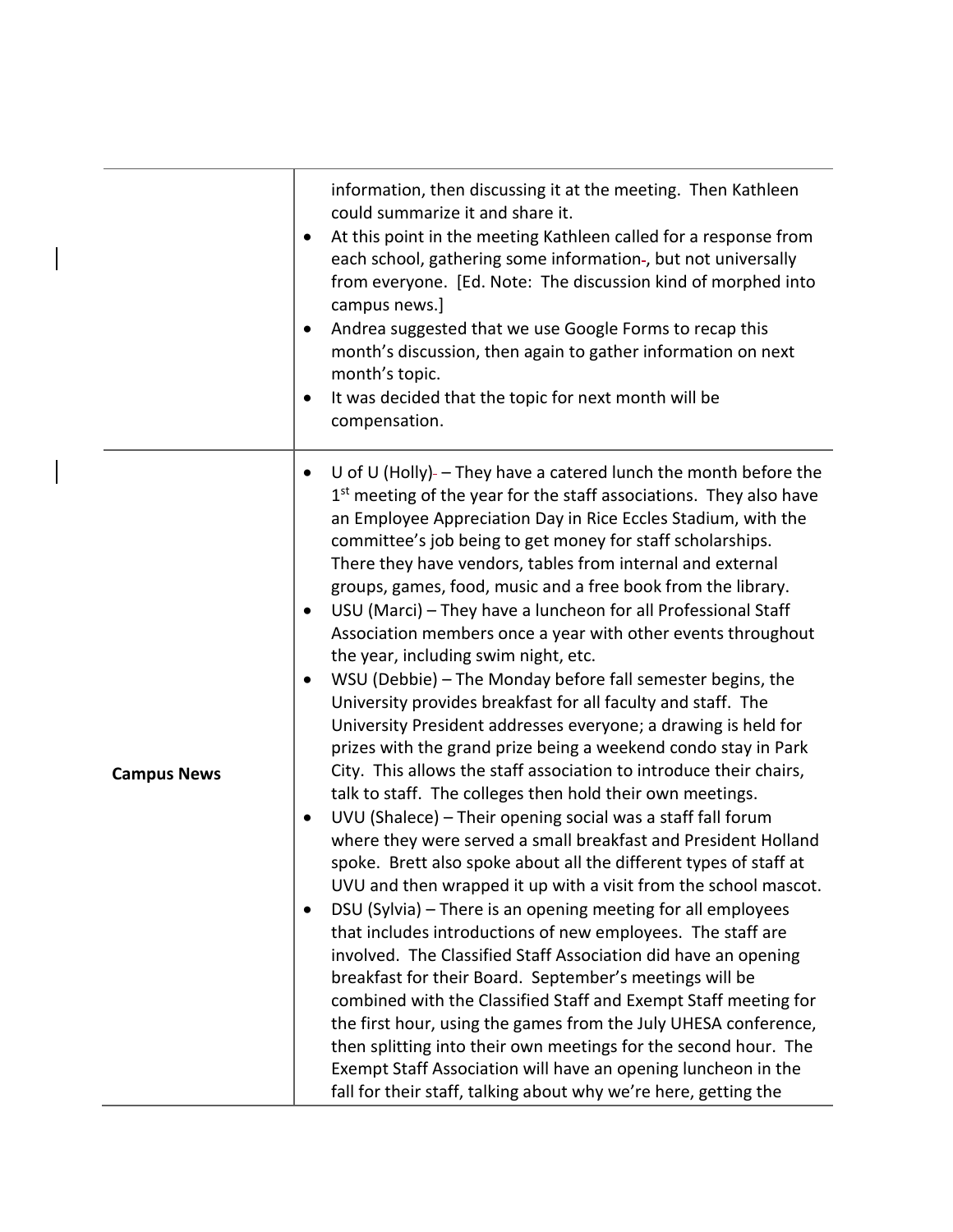| | |
|---|---|
| | • information, then discussing it at the meeting. Then Kathleen could summarize it and share it.<br>• At this point in the meeting Kathleen called for a response from each school, gathering some information, but not universally from everyone. [Ed. Note: The discussion kind of morphed into campus news.]<br>• Andrea suggested that we use Google Forms to recap this month's discussion, then again to gather information on next month's topic.<br>• It was decided that the topic for next month will be compensation. |
| **Campus News** | • U of U (Holly) – They have a catered lunch the month before the 1st meeting of the year for the staff associations. They also have an Employee Appreciation Day in Rice Eccles Stadium, with the committee's job being to get money for staff scholarships. There they have vendors, tables from internal and external groups, games, food, music and a free book from the library.<br>• USU (Marci) – They have a luncheon for all Professional Staff Association members once a year with other events throughout the year, including swim night, etc.<br>• WSU (Debbie) – The Monday before fall semester begins, the University provides breakfast for all faculty and staff. The University President addresses everyone; a drawing is held for prizes with the grand prize being a weekend condo stay in Park City. This allows the staff association to introduce their chairs, talk to staff. The colleges then hold their own meetings.<br>• UVU (Shalece) – Their opening social was a staff fall forum where they were served a small breakfast and President Holland spoke. Brett also spoke about all the different types of staff at UVU and then wrapped it up with a visit from the school mascot.<br>• DSU (Sylvia) – There is an opening meeting for all employees that includes introductions of new employees. The staff are involved. The Classified Staff Association did have an opening breakfast for their Board. September's meetings will be combined with the Classified Staff and Exempt Staff meeting for the first hour, using the games from the July UHESA conference, then splitting into their own meetings for the second hour. The Exempt Staff Association will have an opening luncheon in the fall for their staff, talking about why we're here, getting the |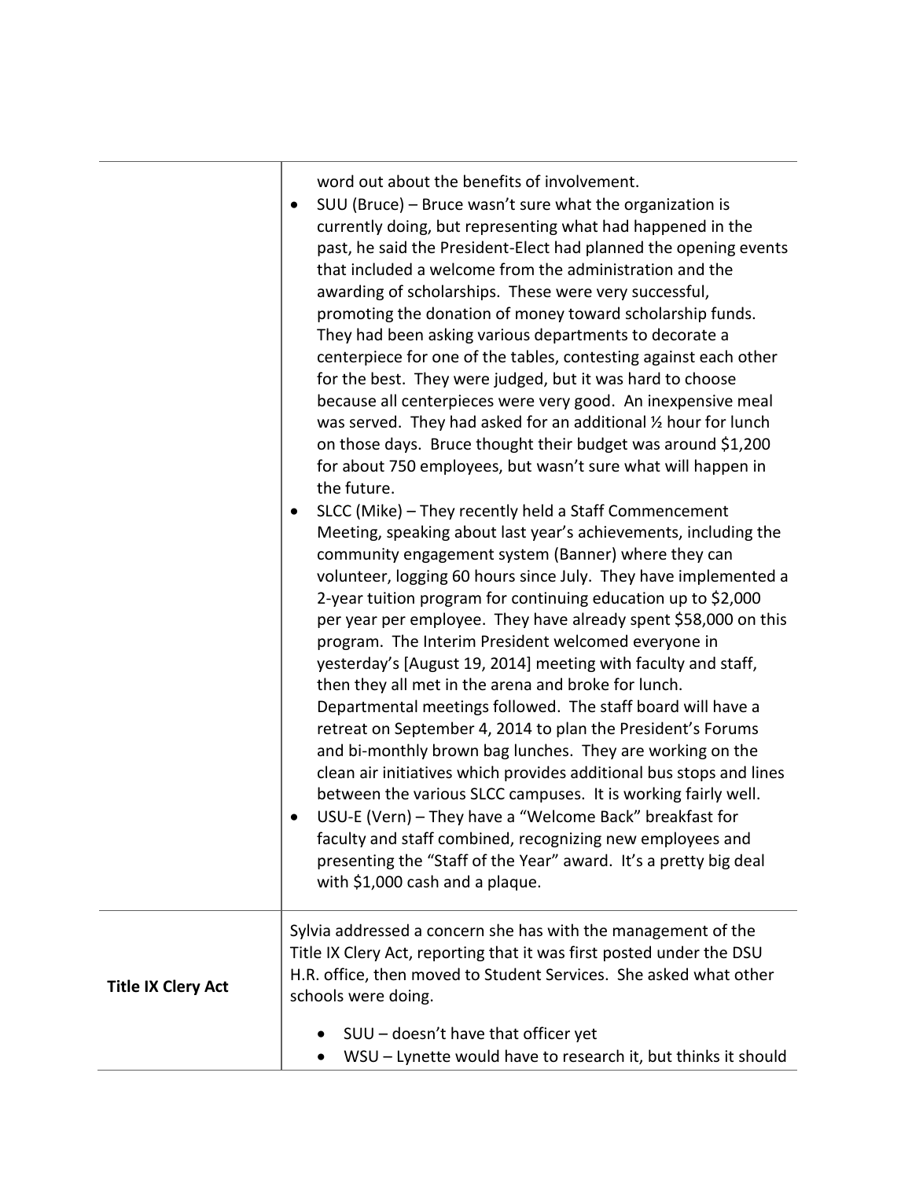| | |
|---|---|
| | word out about the benefits of involvement.<br>• SUU (Bruce) – Bruce wasn't sure what the organization is currently doing, but representing what had happened in the past, he said the President-Elect had planned the opening events that included a welcome from the administration and the awarding of scholarships. These were very successful, promoting the donation of money toward scholarship funds. They had been asking various departments to decorate a centerpiece for one of the tables, contesting against each other for the best. They were judged, but it was hard to choose because all centerpieces were very good. An inexpensive meal was served. They had asked for an additional ½ hour for lunch on those days. Bruce thought their budget was around $1,200 for about 750 employees, but wasn't sure what will happen in the future.<br>• SLCC (Mike) – They recently held a Staff Commencement Meeting, speaking about last year's achievements, including the community engagement system (Banner) where they can volunteer, logging 60 hours since July. They have implemented a 2-year tuition program for continuing education up to $2,000 per year per employee. They have already spent $58,000 on this program. The Interim President welcomed everyone in yesterday's [August 19, 2014] meeting with faculty and staff, then they all met in the arena and broke for lunch. Departmental meetings followed. The staff board will have a retreat on September 4, 2014 to plan the President's Forums and bi-monthly brown bag lunches. They are working on the clean air initiatives which provides additional bus stops and lines between the various SLCC campuses. It is working fairly well.<br>• USU-E (Vern) – They have a "Welcome Back" breakfast for faculty and staff combined, recognizing new employees and presenting the "Staff of the Year" award. It's a pretty big deal with $1,000 cash and a plaque. |
| **Title IX Clery Act** | Sylvia addressed a concern she has with the management of the Title IX Clery Act, reporting that it was first posted under the DSU H.R. office, then moved to Student Services. She asked what other schools were doing.<br>• SUU – doesn't have that officer yet<br>• WSU – Lynette would have to research it, but thinks it should |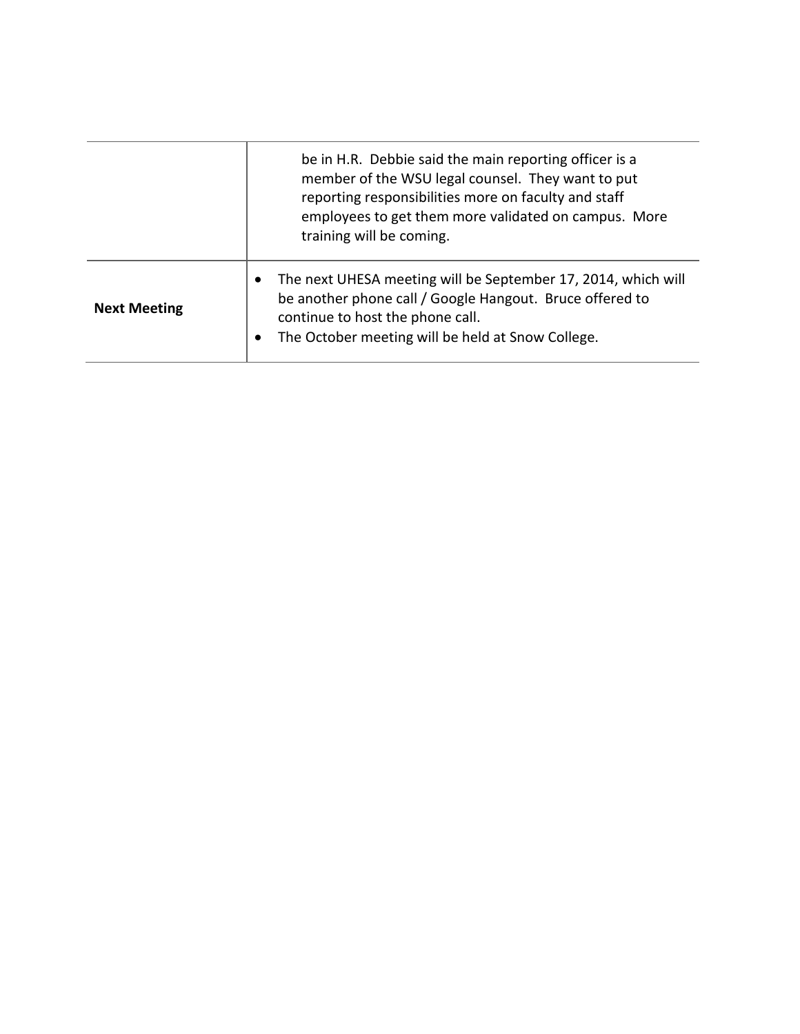| | |
|---|---|
| | be in H.R. Debbie said the main reporting officer is a member of the WSU legal counsel. They want to put reporting responsibilities more on faculty and staff employees to get them more validated on campus. More training will be coming. |
| **Next Meeting** | • The next UHESA meeting will be September 17, 2014, which will be another phone call / Google Hangout. Bruce offered to continue to host the phone call.<br>• The October meeting will be held at Snow College. |